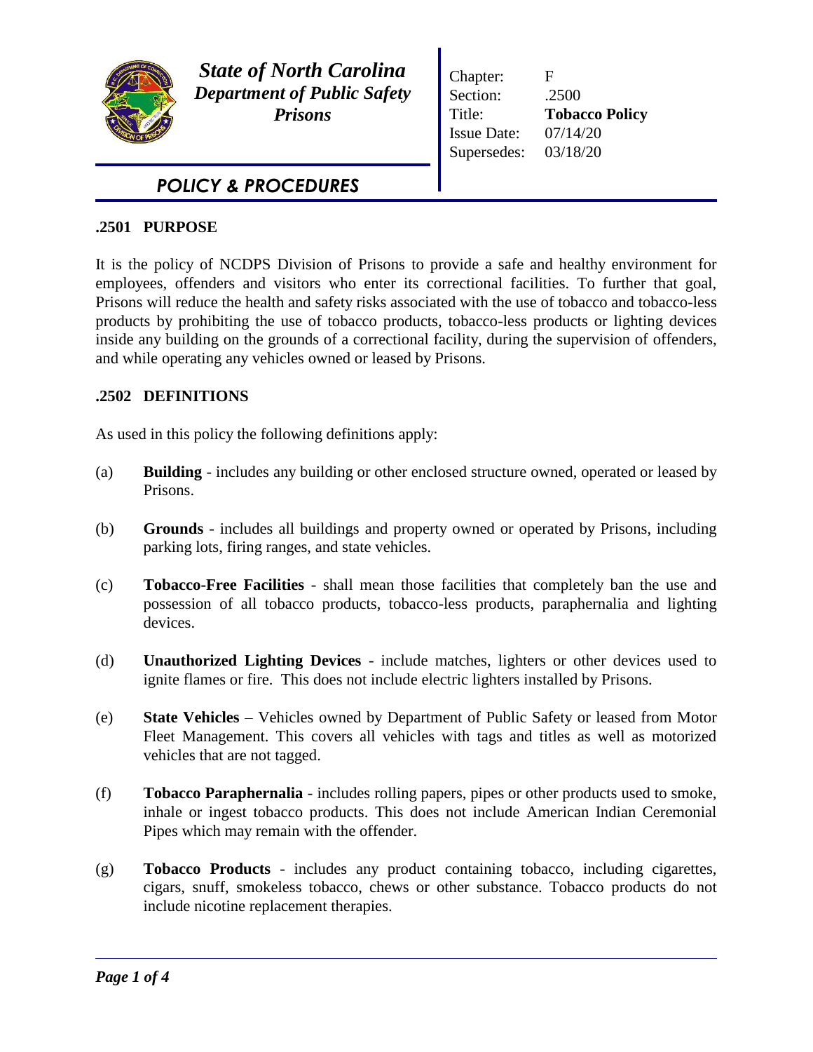***State of North Carolina***
***Department of Public Safety***
***Prisons***

| | |
|---|---|
| Chapter: | F |
| Section: | .2500 |
| Title: | **Tobacco Policy** |
| Issue Date: | 07/14/20 |
| Supersedes: | 03/18/20 |

## *POLICY & PROCEDURES*

### .2501 PURPOSE

It is the policy of NCDPS Division of Prisons to provide a safe and healthy environment for employees, offenders and visitors who enter its correctional facilities. To further that goal, Prisons will reduce the health and safety risks associated with the use of tobacco and tobacco-less products by prohibiting the use of tobacco products, tobacco-less products or lighting devices inside any building on the grounds of a correctional facility, during the supervision of offenders, and while operating any vehicles owned or leased by Prisons.

### .2502 DEFINITIONS

As used in this policy the following definitions apply:

(a) **Building** - includes any building or other enclosed structure owned, operated or leased by Prisons.

(b) **Grounds** - includes all buildings and property owned or operated by Prisons, including parking lots, firing ranges, and state vehicles.

(c) **Tobacco-Free Facilities** - shall mean those facilities that completely ban the use and possession of all tobacco products, tobacco-less products, paraphernalia and lighting devices.

(d) **Unauthorized Lighting Devices** - include matches, lighters or other devices used to ignite flames or fire. This does not include electric lighters installed by Prisons.

(e) **State Vehicles** – Vehicles owned by Department of Public Safety or leased from Motor Fleet Management. This covers all vehicles with tags and titles as well as motorized vehicles that are not tagged.

(f) **Tobacco Paraphernalia** - includes rolling papers, pipes or other products used to smoke, inhale or ingest tobacco products. This does not include American Indian Ceremonial Pipes which may remain with the offender.

(g) **Tobacco Products** - includes any product containing tobacco, including cigarettes, cigars, snuff, smokeless tobacco, chews or other substance. Tobacco products do not include nicotine replacement therapies.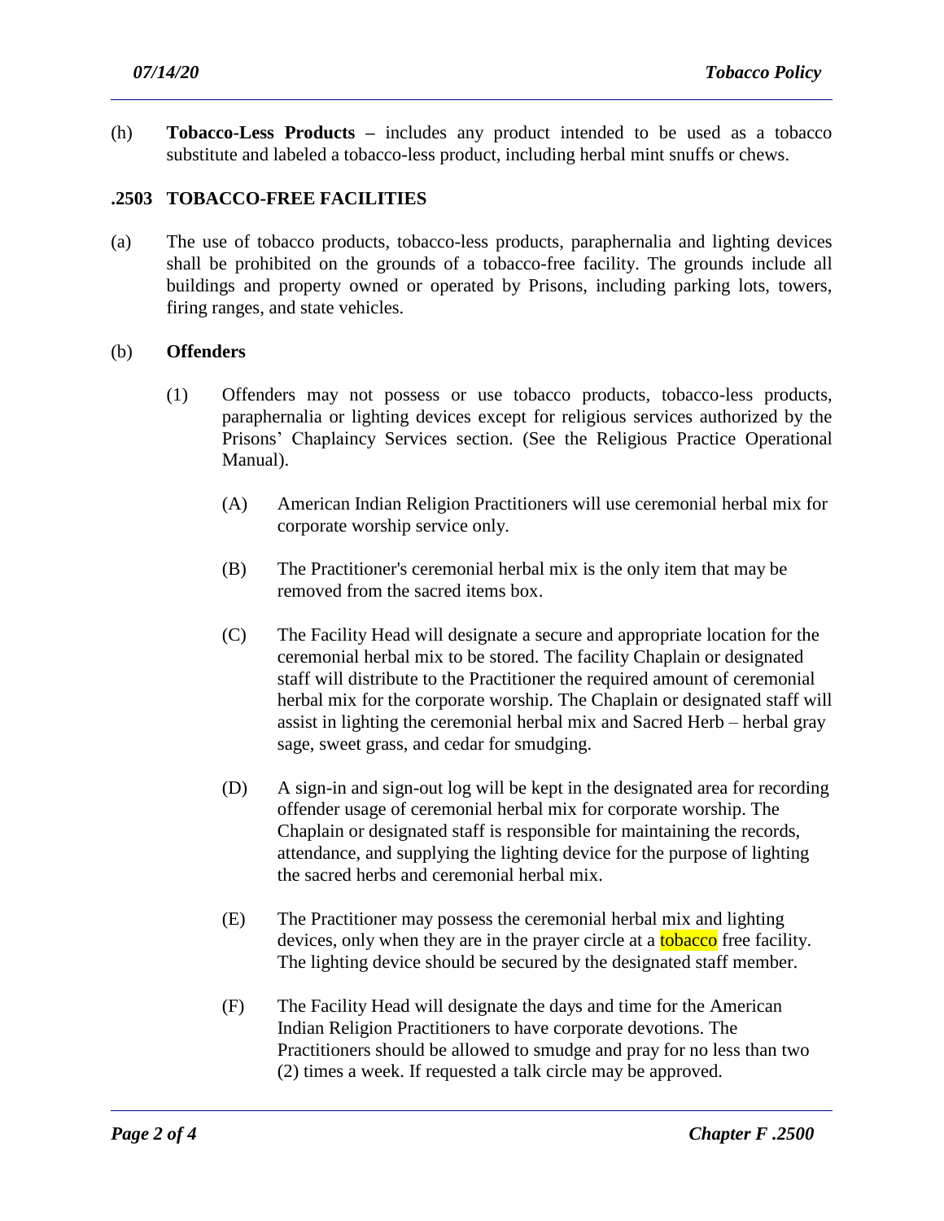(h) **Tobacco-Less Products –** includes any product intended to be used as a tobacco substitute and labeled a tobacco-less product, including herbal mint snuffs or chews.

## .2503 TOBACCO-FREE FACILITIES

(a) The use of tobacco products, tobacco-less products, paraphernalia and lighting devices shall be prohibited on the grounds of a tobacco-free facility. The grounds include all buildings and property owned or operated by Prisons, including parking lots, towers, firing ranges, and state vehicles.

(b) **Offenders**

(1) Offenders may not possess or use tobacco products, tobacco-less products, paraphernalia or lighting devices except for religious services authorized by the Prisons' Chaplaincy Services section. (See the Religious Practice Operational Manual).

(A) American Indian Religion Practitioners will use ceremonial herbal mix for corporate worship service only.

(B) The Practitioner's ceremonial herbal mix is the only item that may be removed from the sacred items box.

(C) The Facility Head will designate a secure and appropriate location for the ceremonial herbal mix to be stored. The facility Chaplain or designated staff will distribute to the Practitioner the required amount of ceremonial herbal mix for the corporate worship. The Chaplain or designated staff will assist in lighting the ceremonial herbal mix and Sacred Herb – herbal gray sage, sweet grass, and cedar for smudging.

(D) A sign-in and sign-out log will be kept in the designated area for recording offender usage of ceremonial herbal mix for corporate worship. The Chaplain or designated staff is responsible for maintaining the records, attendance, and supplying the lighting device for the purpose of lighting the sacred herbs and ceremonial herbal mix.

(E) The Practitioner may possess the ceremonial herbal mix and lighting devices, only when they are in the prayer circle at a tobacco free facility. The lighting device should be secured by the designated staff member.

(F) The Facility Head will designate the days and time for the American Indian Religion Practitioners to have corporate devotions. The Practitioners should be allowed to smudge and pray for no less than two (2) times a week. If requested a talk circle may be approved.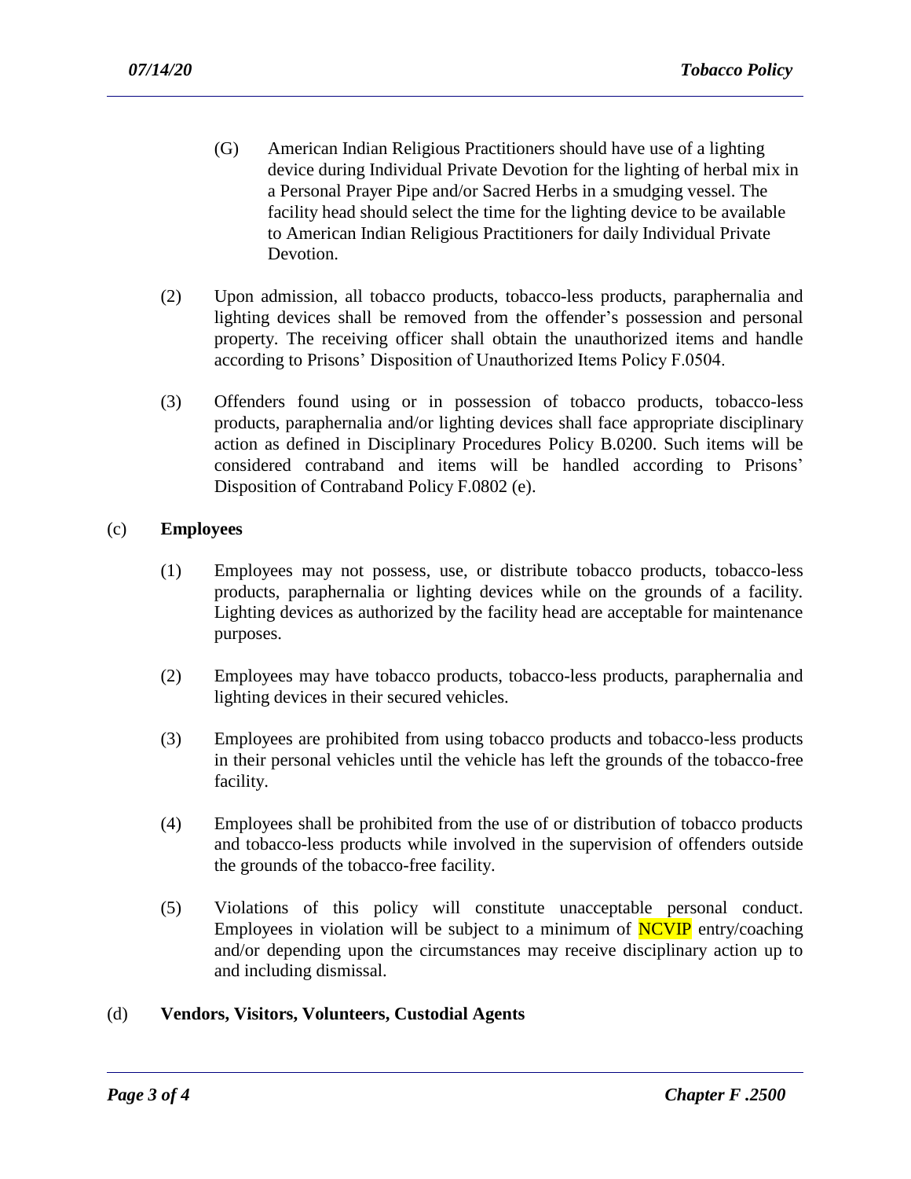(G) American Indian Religious Practitioners should have use of a lighting device during Individual Private Devotion for the lighting of herbal mix in a Personal Prayer Pipe and/or Sacred Herbs in a smudging vessel. The facility head should select the time for the lighting device to be available to American Indian Religious Practitioners for daily Individual Private Devotion.

(2) Upon admission, all tobacco products, tobacco-less products, paraphernalia and lighting devices shall be removed from the offender's possession and personal property. The receiving officer shall obtain the unauthorized items and handle according to Prisons' Disposition of Unauthorized Items Policy F.0504.

(3) Offenders found using or in possession of tobacco products, tobacco-less products, paraphernalia and/or lighting devices shall face appropriate disciplinary action as defined in Disciplinary Procedures Policy B.0200. Such items will be considered contraband and items will be handled according to Prisons' Disposition of Contraband Policy F.0802 (e).

(c) **Employees**

(1) Employees may not possess, use, or distribute tobacco products, tobacco-less products, paraphernalia or lighting devices while on the grounds of a facility. Lighting devices as authorized by the facility head are acceptable for maintenance purposes.

(2) Employees may have tobacco products, tobacco-less products, paraphernalia and lighting devices in their secured vehicles.

(3) Employees are prohibited from using tobacco products and tobacco-less products in their personal vehicles until the vehicle has left the grounds of the tobacco-free facility.

(4) Employees shall be prohibited from the use of or distribution of tobacco products and tobacco-less products while involved in the supervision of offenders outside the grounds of the tobacco-free facility.

(5) Violations of this policy will constitute unacceptable personal conduct. Employees in violation will be subject to a minimum of NCVIP entry/coaching and/or depending upon the circumstances may receive disciplinary action up to and including dismissal.

(d) **Vendors, Visitors, Volunteers, Custodial Agents**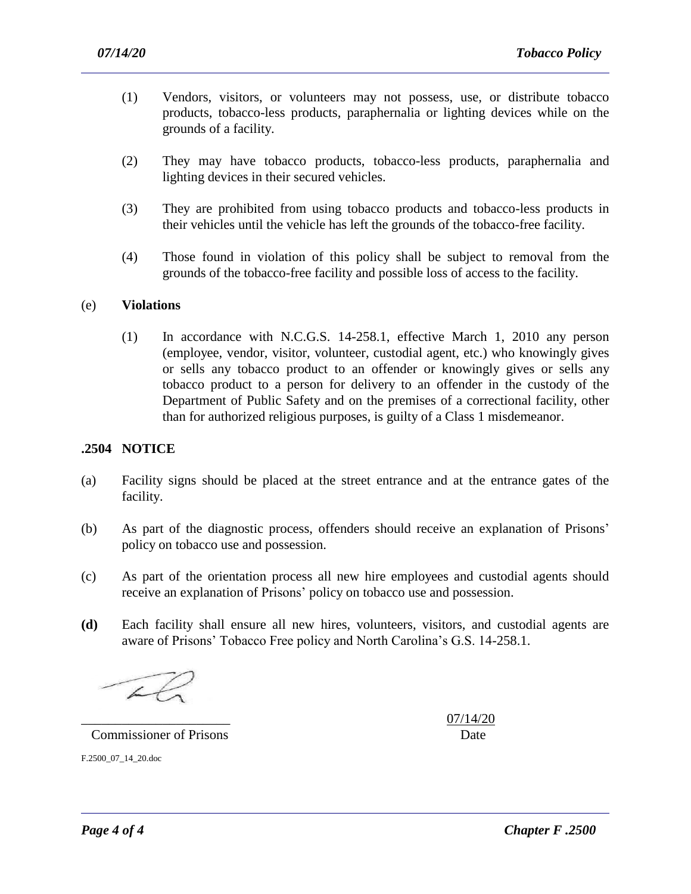(1) Vendors, visitors, or volunteers may not possess, use, or distribute tobacco products, tobacco-less products, paraphernalia or lighting devices while on the grounds of a facility.

(2) They may have tobacco products, tobacco-less products, paraphernalia and lighting devices in their secured vehicles.

(3) They are prohibited from using tobacco products and tobacco-less products in their vehicles until the vehicle has left the grounds of the tobacco-free facility.

(4) Those found in violation of this policy shall be subject to removal from the grounds of the tobacco-free facility and possible loss of access to the facility.

(e) **Violations**

(1) In accordance with N.C.G.S. 14-258.1, effective March 1, 2010 any person (employee, vendor, visitor, volunteer, custodial agent, etc.) who knowingly gives or sells any tobacco product to an offender or knowingly gives or sells any tobacco product to a person for delivery to an offender in the custody of the Department of Public Safety and on the premises of a correctional facility, other than for authorized religious purposes, is guilty of a Class 1 misdemeanor.

## .2504 NOTICE

(a) Facility signs should be placed at the street entrance and at the entrance gates of the facility.

(b) As part of the diagnostic process, offenders should receive an explanation of Prisons' policy on tobacco use and possession.

(c) As part of the orientation process all new hire employees and custodial agents should receive an explanation of Prisons' policy on tobacco use and possession.

**(d)** Each facility shall ensure all new hires, volunteers, visitors, and custodial agents are aware of Prisons' Tobacco Free policy and North Carolina's G.S. 14-258.1.

______________________ 07/14/20

Commissioner of Prisons Date

F.2500_07_14_20.doc